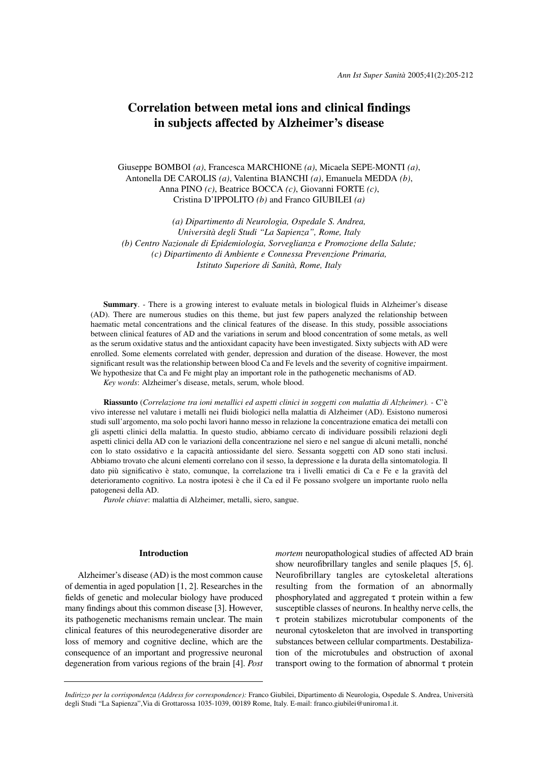# Correlation between metal ions and clinical findings in subjects affected by Alzheimer's disease

Giuseppe BOMBOI *(a)*, Francesca MARCHIONE *(a)*, Micaela SEPE-MONTI *(a)*, Antonella DE CAROLIS *(a)*, Valentina BIANCHI *(a)*, Emanuela MEDDA *(b)*, Anna PINO *(c)*, Beatrice BOCCA *(c)*, Giovanni FORTE *(c)*, Cristina D'IPPOLITO *(b)* and Franco GIUBILEI *(a)*

*(a) Dipartimento di Neurologia, Ospedale S. Andrea, Università degli Studi "La Sapienza", Rome, Italy*
*(b) Centro Nazionale di Epidemiologia, Sorveglianza e Promozione della Salute;*
*(c) Dipartimento di Ambiente e Connessa Prevenzione Primaria, Istituto Superiore di Sanità, Rome, Italy*

**Summary**. - There is a growing interest to evaluate metals in biological fluids in Alzheimer's disease (AD). There are numerous studies on this theme, but just few papers analyzed the relationship between haematic metal concentrations and the clinical features of the disease. In this study, possible associations between clinical features of AD and the variations in serum and blood concentration of some metals, as well as the serum oxidative status and the antioxidant capacity have been investigated. Sixty subjects with AD were enrolled. Some elements correlated with gender, depression and duration of the disease. However, the most significant result was the relationship between blood Ca and Fe levels and the severity of cognitive impairment. We hypothesize that Ca and Fe might play an important role in the pathogenetic mechanisms of AD.
*Key words*: Alzheimer's disease, metals, serum, whole blood.

**Riassunto** (*Correlazione tra ioni metallici ed aspetti clinici in soggetti con malattia di Alzheimer). -* C'è vivo interesse nel valutare i metalli nei fluidi biologici nella malattia di Alzheimer (AD). Esistono numerosi studi sull'argomento, ma solo pochi lavori hanno messo in relazione la concentrazione ematica dei metalli con gli aspetti clinici della malattia. In questo studio, abbiamo cercato di individuare possibili relazioni degli aspetti clinici della AD con le variazioni della concentrazione nel siero e nel sangue di alcuni metalli, nonché con lo stato ossidativo e la capacità antiossidante del siero. Sessanta soggetti con AD sono stati inclusi. Abbiamo trovato che alcuni elementi correlano con il sesso, la depressione e la durata della sintomatologia. Il dato più significativo è stato, comunque, la correlazione tra i livelli ematici di Ca e Fe e la gravità del deterioramento cognitivo. La nostra ipotesi è che il Ca ed il Fe possano svolgere un importante ruolo nella patogenesi della AD.
*Parole chiave*: malattia di Alzheimer, metalli, siero, sangue.

## Introduction

Alzheimer's disease (AD) is the most common cause of dementia in aged population [1, 2]. Researches in the fields of genetic and molecular biology have produced many findings about this common disease [3]. However, its pathogenetic mechanisms remain unclear. The main clinical features of this neurodegenerative disorder are loss of memory and cognitive decline, which are the consequence of an important and progressive neuronal degeneration from various regions of the brain [4]. *Post mortem* neuropathological studies of affected AD brain show neurofibrillary tangles and senile plaques [5, 6]. Neurofibrillary tangles are cytoskeletal alterations resulting from the formation of an abnormally phosphorylated and aggregated $\tau$ protein within a few susceptible classes of neurons. In healthy nerve cells, the $\tau$ protein stabilizes microtubular components of the neuronal cytoskeleton that are involved in transporting substances between cellular compartments. Destabilization of the microtubules and obstruction of axonal transport owing to the formation of abnormal $\tau$ protein

*Indirizzo per la corrispondenza (Address for correspondence):* Franco Giubilei, Dipartimento di Neurologia, Ospedale S. Andrea, Università degli Studi "La Sapienza",Via di Grottarossa 1035-1039, 00189 Rome, Italy. E-mail: franco.giubilei@uniroma1.it.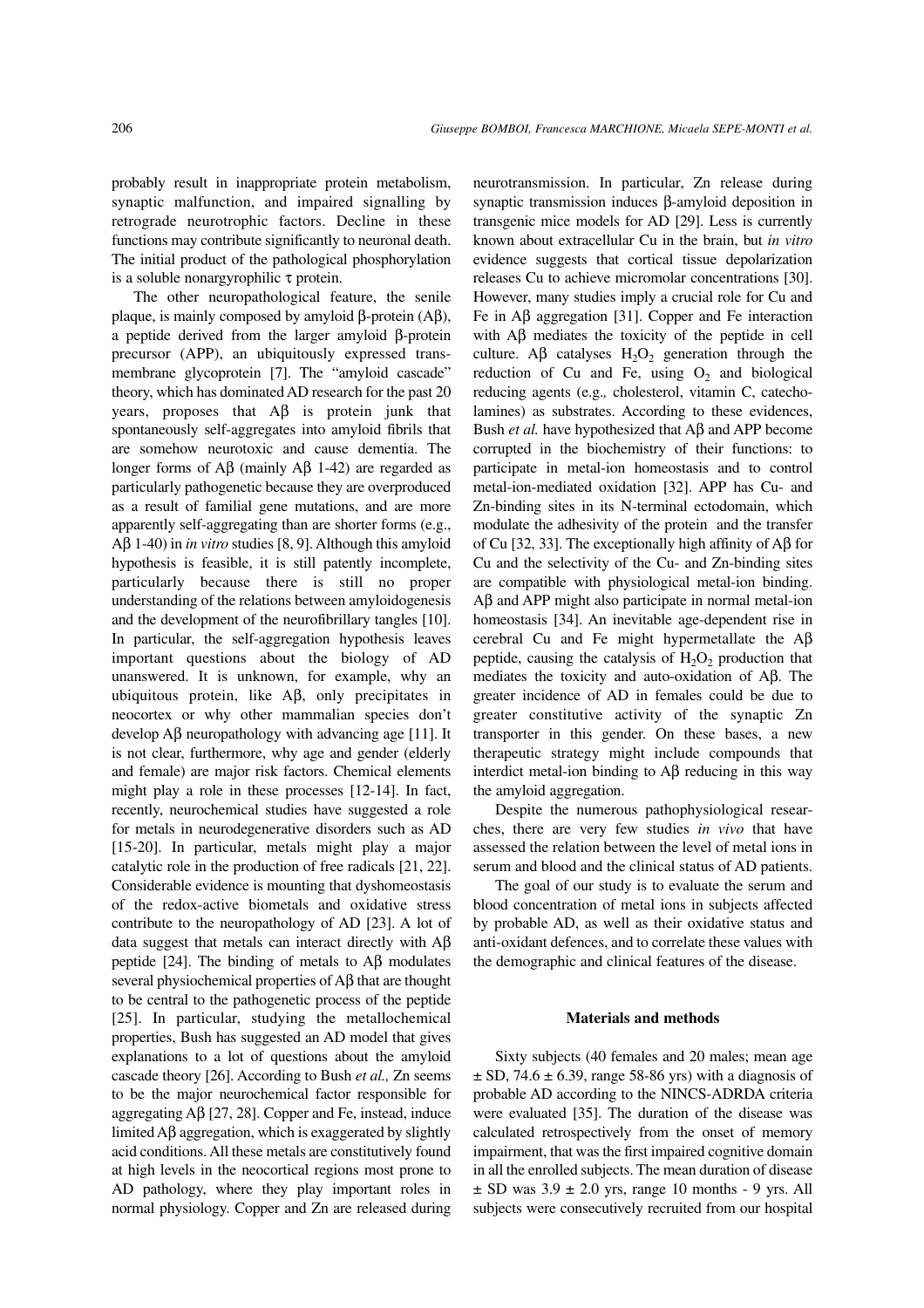probably result in inappropriate protein metabolism, synaptic malfunction, and impaired signalling by retrograde neurotrophic factors. Decline in these functions may contribute significantly to neuronal death. The initial product of the pathological phosphorylation is a soluble nonargyrophilic τ protein.

The other neuropathological feature, the senile plaque, is mainly composed by amyloid β-protein (Aβ), a peptide derived from the larger amyloid β-protein precursor (APP), an ubiquitously expressed trans-membrane glycoprotein [7]. The "amyloid cascade" theory, which has dominated AD research for the past 20 years, proposes that Aβ is protein junk that spontaneously self-aggregates into amyloid fibrils that are somehow neurotoxic and cause dementia. The longer forms of Aβ (mainly Aβ 1-42) are regarded as particularly pathogenetic because they are overproduced as a result of familial gene mutations, and are more apparently self-aggregating than are shorter forms (e.g., Aβ 1-40) in *in vitro* studies [8, 9]. Although this amyloid hypothesis is feasible, it is still patently incomplete, particularly because there is still no proper understanding of the relations between amyloidogenesis and the development of the neurofibrillary tangles [10]. In particular, the self-aggregation hypothesis leaves important questions about the biology of AD unanswered. It is unknown, for example, why an ubiquitous protein, like Aβ, only precipitates in neocortex or why other mammalian species don't develop Aβ neuropathology with advancing age [11]. It is not clear, furthermore, why age and gender (elderly and female) are major risk factors. Chemical elements might play a role in these processes [12-14]. In fact, recently, neurochemical studies have suggested a role for metals in neurodegenerative disorders such as AD [15-20]. In particular, metals might play a major catalytic role in the production of free radicals [21, 22]. Considerable evidence is mounting that dyshomeostasis of the redox-active biometals and oxidative stress contribute to the neuropathology of AD [23]. A lot of data suggest that metals can interact directly with Aβ peptide [24]. The binding of metals to Aβ modulates several physiochemical properties of Aβ that are thought to be central to the pathogenetic process of the peptide [25]. In particular, studying the metallochemical properties, Bush has suggested an AD model that gives explanations to a lot of questions about the amyloid cascade theory [26]. According to Bush *et al.,* Zn seems to be the major neurochemical factor responsible for aggregating Aβ [27, 28]. Copper and Fe, instead, induce limited Aβ aggregation, which is exaggerated by slightly acid conditions. All these metals are constitutively found at high levels in the neocortical regions most prone to AD pathology, where they play important roles in normal physiology. Copper and Zn are released during neurotransmission. In particular, Zn release during synaptic transmission induces β-amyloid deposition in transgenic mice models for AD [29]. Less is currently known about extracellular Cu in the brain, but *in vitro* evidence suggests that cortical tissue depolarization releases Cu to achieve micromolar concentrations [30]. However, many studies imply a crucial role for Cu and Fe in Aβ aggregation [31]. Copper and Fe interaction with Aβ mediates the toxicity of the peptide in cell culture. Aβ catalyses $H_2O_2$ generation through the reduction of Cu and Fe, using $O_2$ and biological reducing agents (e.g*.,* cholesterol, vitamin C, catecholamines) as substrates. According to these evidences, Bush *et al.* have hypothesized that Aβ and APP become corrupted in the biochemistry of their functions: to participate in metal-ion homeostasis and to control metal-ion-mediated oxidation [32]. APP has Cu- and Zn-binding sites in its N-terminal ectodomain, which modulate the adhesivity of the protein and the transfer of Cu [32, 33]. The exceptionally high affinity of Aβ for Cu and the selectivity of the Cu- and Zn-binding sites are compatible with physiological metal-ion binding. Aβ and APP might also participate in normal metal-ion homeostasis [34]. An inevitable age-dependent rise in cerebral Cu and Fe might hypermetallate the Aβ peptide, causing the catalysis of $H_2O_2$ production that mediates the toxicity and auto-oxidation of Aβ. The greater incidence of AD in females could be due to greater constitutive activity of the synaptic Zn transporter in this gender. On these bases, a new therapeutic strategy might include compounds that interdict metal-ion binding to Aβ reducing in this way the amyloid aggregation.

Despite the numerous pathophysiological researches, there are very few studies *in vivo* that have assessed the relation between the level of metal ions in serum and blood and the clinical status of AD patients.

The goal of our study is to evaluate the serum and blood concentration of metal ions in subjects affected by probable AD, as well as their oxidative status and anti-oxidant defences, and to correlate these values with the demographic and clinical features of the disease.

## Materials and methods

Sixty subjects (40 females and 20 males; mean age ± SD, 74.6 ± 6.39, range 58-86 yrs) with a diagnosis of probable AD according to the NINCS-ADRDA criteria were evaluated [35]. The duration of the disease was calculated retrospectively from the onset of memory impairment, that was the first impaired cognitive domain in all the enrolled subjects. The mean duration of disease ± SD was 3.9 ± 2.0 yrs, range 10 months - 9 yrs. All subjects were consecutively recruited from our hospital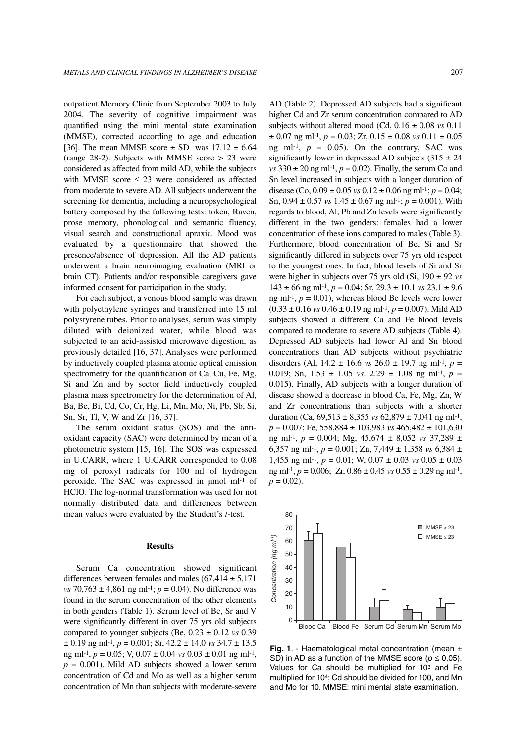outpatient Memory Clinic from September 2003 to July 2004. The severity of cognitive impairment was quantified using the mini mental state examination (MMSE), corrected according to age and education [36]. The mean MMSE score ± SD was 17.12 ± 6.64 (range 28-2). Subjects with MMSE score > 23 were considered as affected from mild AD, while the subjects with MMSE score ≤ 23 were considered as affected from moderate to severe AD. All subjects underwent the screening for dementia, including a neuropsychological battery composed by the following tests: token, Raven, prose memory, phonological and semantic fluency, visual search and constructional apraxia. Mood was evaluated by a questionnaire that showed the presence/absence of depression. All the AD patients underwent a brain neuroimaging evaluation (MRI or brain CT). Patients and/or responsible caregivers gave informed consent for participation in the study.

For each subject, a venous blood sample was drawn with polyethylene syringes and transferred into 15 ml polystyrene tubes. Prior to analyses, serum was simply diluted with deionized water, while blood was subjected to an acid-assisted microwave digestion, as previously detailed [16, 37]. Analyses were performed by inductively coupled plasma atomic optical emission spectrometry for the quantification of Ca, Cu, Fe, Mg, Si and Zn and by sector field inductively coupled plasma mass spectrometry for the determination of Al, Ba, Be, Bi, Cd, Co, Cr, Hg, Li, Mn, Mo, Ni, Pb, Sb, Si, Sn, Sr, Tl, V, W and Zr [16, 37].

The serum oxidant status (SOS) and the anti-oxidant capacity (SAC) were determined by mean of a photometric system [15, 16]. The SOS was expressed in U.CARR, where 1 U.CARR corresponded to 0.08 mg of peroxyl radicals for 100 ml of hydrogen peroxide. The SAC was expressed in μmol $ml^{-1}$ of HClO. The log-normal transformation was used for not normally distributed data and differences between mean values were evaluated by the Student's *t*-test.

## Results

Serum Ca concentration showed significant differences between females and males (67,414 ± 5,171 *vs* 70,763 ± 4,861 ng $ml^{-1}$; $p = 0.04$). No difference was found in the serum concentration of the other elements in both genders (Table 1). Serum level of Be, Sr and V were significantly different in over 75 yrs old subjects compared to younger subjects (Be, 0.23 ± 0.12 *vs* 0.39 ± 0.19 ng $ml^{-1}$, $p = 0.001$; Sr, 42.2 ± 14.0 *vs* 34.7 ± 13.5 ng $ml^{-1}$, $p = 0.05$; V, 0.07 ± 0.04 *vs* 0.03 ± 0.01 ng $ml^{-1}$, $p = 0.001$). Mild AD subjects showed a lower serum concentration of Cd and Mo as well as a higher serum concentration of Mn than subjects with moderate-severe AD (Table 2). Depressed AD subjects had a significant higher Cd and Zr serum concentration compared to AD subjects without altered mood (Cd, 0.16 ± 0.08 *vs* 0.11 ± 0.07 ng $ml^{-1}$, $p = 0.03$; Zr, 0.15 ± 0.08 *vs* 0.11 ± 0.05 ng $ml^{-1}$, $p = 0.05$). On the contrary, SAC was significantly lower in depressed AD subjects (315 ± 24 *vs* 330 ± 20 ng $ml^{-1}$, $p = 0.02$). Finally, the serum Co and Sn level increased in subjects with a longer duration of disease (Co, 0.09 ± 0.05 *vs* 0.12 ± 0.06 ng $ml^{-1}$; $p = 0.04$; Sn, 0.94 ± 0.57 *vs* 1.45 ± 0.67 ng $ml^{-1}$; $p = 0.001$). With regards to blood, Al, Pb and Zn levels were significantly different in the two genders: females had a lower concentration of these ions compared to males (Table 3). Furthermore, blood concentration of Be, Si and Sr significantly differed in subjects over 75 yrs old respect to the youngest ones. In fact, blood levels of Si and Sr were higher in subjects over 75 yrs old (Si, 190 ± 92 *vs* 143 ± 66 ng $ml^{-1}$, $p = 0.04$; Sr, 29.3 ± 10.1 *vs* 23.1 ± 9.6 ng $ml^{-1}$, $p = 0.01$), whereas blood Be levels were lower (0.33 ± 0.16 *vs* 0.46 ± 0.19 ng $ml^{-1}$, $p = 0.007$). Mild AD subjects showed a different Ca and Fe blood levels compared to moderate to severe AD subjects (Table 4). Depressed AD subjects had lower Al and Sn blood concentrations than AD subjects without psychiatric disorders (Al, 14.2 ± 16.6 *vs* 26.0 ± 19.7 ng $ml^{-1}$, $p = 0.019$; Sn, 1.53 ± 1.05 *vs*. 2.29 ± 1.08 ng $ml^{-1}$, $p = 0.015$). Finally, AD subjects with a longer duration of disease showed a decrease in blood Ca, Fe, Mg, Zn, W and Zr concentrations than subjects with a shorter duration (Ca, 69,513 ± 8,355 *vs* 62,879 ± 7,041 ng $ml^{-1}$, $p = 0.007$; Fe, 558,884 ± 103,983 *vs* 465,482 ± 101,630 ng $ml^{-1}$, $p = 0.004$; Mg, 45,674 ± 8,052 *vs* 37,289 ± 6,357 ng $ml^{-1}$, $p = 0.001$; Zn, 7,449 ± 1,358 *vs* 6,384 ± 1,455 ng $ml^{-1}$, $p = 0.01$; W, 0.07 ± 0.03 *vs* 0.05 ± 0.03 ng $ml^{-1}$, $p = 0.006$; Zr, 0.86 ± 0.45 *vs* 0.55 ± 0.29 ng $ml^{-1}$, $p = 0.02$).

**Fig. 1**. - Haematological metal concentration (mean ± SD) in AD as a function of the MMSE score ($p \leq 0.05$). Values for Ca should be multiplied for $10^3$ and Fe multiplied for $10^4$; Cd should be divided for 100, and Mn and Mo for 10. MMSE: mini mental state examination.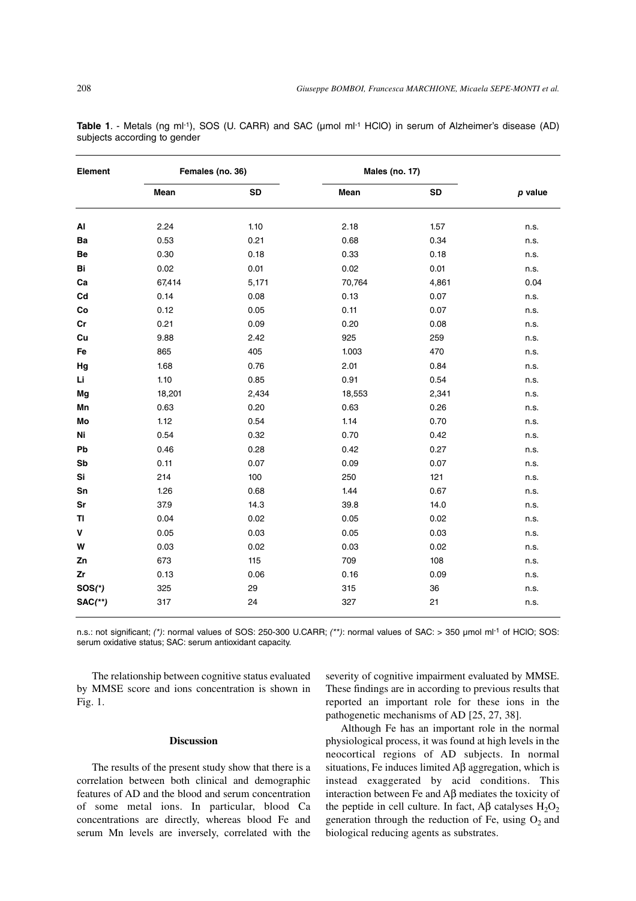**Table 1**. - Metals (ng ml$^{-1}$), SOS (U. CARR) and SAC (µmol ml$^{-1}$ HClO) in serum of Alzheimer's disease (AD) subjects according to gender

| Element | Females (no. 36) | | Males (no. 17) | | |
|---|---|---|---|---|---|
| | Mean | SD | Mean | SD | *p* value |
| **Al** | 2.24 | 1.10 | 2.18 | 1.57 | n.s. |
| **Ba** | 0.53 | 0.21 | 0.68 | 0.34 | n.s. |
| **Be** | 0.30 | 0.18 | 0.33 | 0.18 | n.s. |
| **Bi** | 0.02 | 0.01 | 0.02 | 0.01 | n.s. |
| **Ca** | 67,414 | 5,171 | 70,764 | 4,861 | 0.04 |
| **Cd** | 0.14 | 0.08 | 0.13 | 0.07 | n.s. |
| **Co** | 0.12 | 0.05 | 0.11 | 0.07 | n.s. |
| **Cr** | 0.21 | 0.09 | 0.20 | 0.08 | n.s. |
| **Cu** | 9.88 | 2.42 | 925 | 259 | n.s. |
| **Fe** | 865 | 405 | 1.003 | 470 | n.s. |
| **Hg** | 1.68 | 0.76 | 2.01 | 0.84 | n.s. |
| **Li** | 1.10 | 0.85 | 0.91 | 0.54 | n.s. |
| **Mg** | 18,201 | 2,434 | 18,553 | 2,341 | n.s. |
| **Mn** | 0.63 | 0.20 | 0.63 | 0.26 | n.s. |
| **Mo** | 1.12 | 0.54 | 1.14 | 0.70 | n.s. |
| **Ni** | 0.54 | 0.32 | 0.70 | 0.42 | n.s. |
| **Pb** | 0.46 | 0.28 | 0.42 | 0.27 | n.s. |
| **Sb** | 0.11 | 0.07 | 0.09 | 0.07 | n.s. |
| **Si** | 214 | 100 | 250 | 121 | n.s. |
| **Sn** | 1.26 | 0.68 | 1.44 | 0.67 | n.s. |
| **Sr** | 37.9 | 14.3 | 39.8 | 14.0 | n.s. |
| **Tl** | 0.04 | 0.02 | 0.05 | 0.02 | n.s. |
| **V** | 0.05 | 0.03 | 0.05 | 0.03 | n.s. |
| **W** | 0.03 | 0.02 | 0.03 | 0.02 | n.s. |
| **Zn** | 673 | 115 | 709 | 108 | n.s. |
| **Zr** | 0.13 | 0.06 | 0.16 | 0.09 | n.s. |
| **SOS(*)** | 325 | 29 | 315 | 36 | n.s. |
| **SAC(**)** | 317 | 24 | 327 | 21 | n.s. |

n.s.: not significant; *(*)*: normal values of SOS: 250-300 U.CARR; *(**)*: normal values of SAC: > 350 µmol ml$^{-1}$ of HClO; SOS: serum oxidative status; SAC: serum antioxidant capacity.

The relationship between cognitive status evaluated by MMSE score and ions concentration is shown in Fig. 1.

## Discussion

The results of the present study show that there is a correlation between both clinical and demographic features of AD and the blood and serum concentration of some metal ions. In particular, blood Ca concentrations are directly, whereas blood Fe and serum Mn levels are inversely, correlated with the severity of cognitive impairment evaluated by MMSE. These findings are in according to previous results that reported an important role for these ions in the pathogenetic mechanisms of AD [25, 27, 38].

Although Fe has an important role in the normal physiological process, it was found at high levels in the neocortical regions of AD subjects. In normal situations, Fe induces limited Aβ aggregation, which is instead exaggerated by acid conditions. This interaction between Fe and Aβ mediates the toxicity of the peptide in cell culture. In fact, Aβ catalyses $H_2O_2$ generation through the reduction of Fe, using $O_2$ and biological reducing agents as substrates.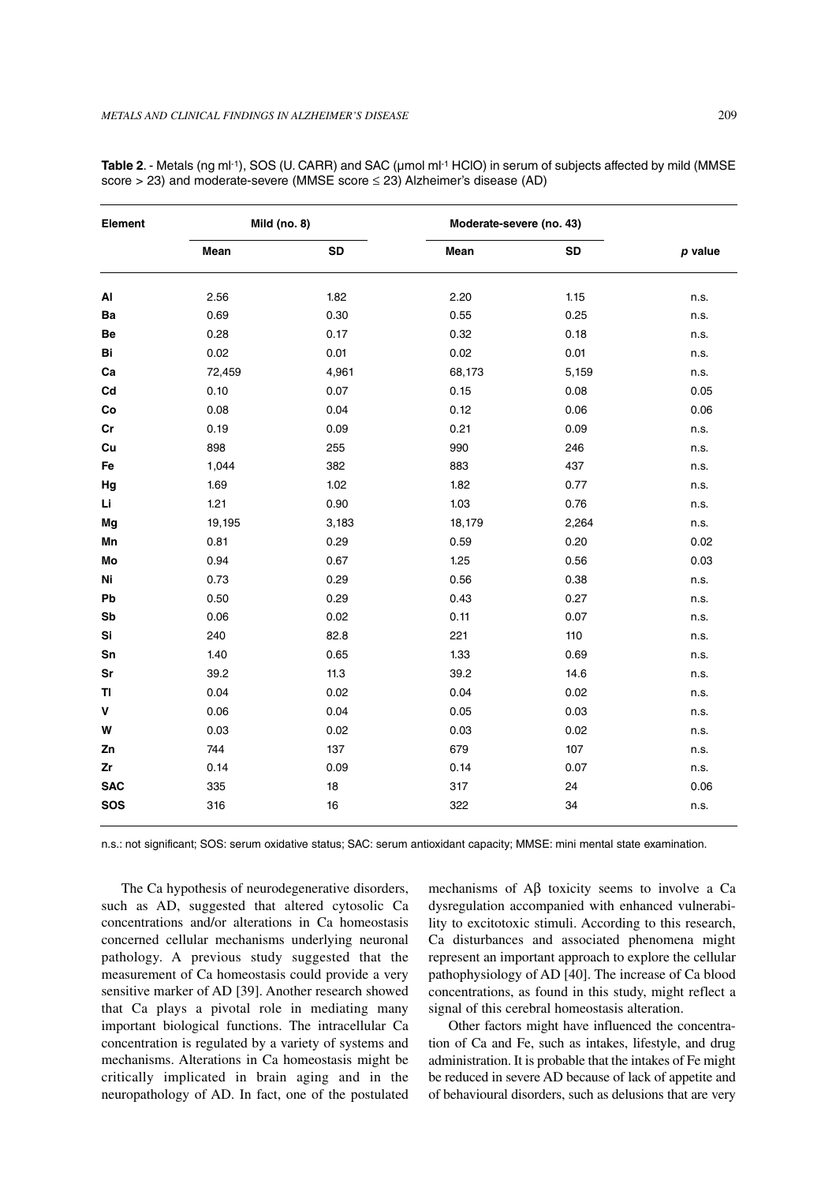**Table 2**. - Metals (ng ml$^{-1}$), SOS (U. CARR) and SAC (µmol ml$^{-1}$ HClO) in serum of subjects affected by mild (MMSE score > 23) and moderate-severe (MMSE score ≤ 23) Alzheimer's disease (AD)

| Element | Mild (no. 8) | | Moderate-severe (no. 43) | | |
|---|---|---|---|---|---|
| | Mean | SD | Mean | SD | *p* value |
| **Al** | 2.56 | 1.82 | 2.20 | 1.15 | n.s. |
| **Ba** | 0.69 | 0.30 | 0.55 | 0.25 | n.s. |
| **Be** | 0.28 | 0.17 | 0.32 | 0.18 | n.s. |
| **Bi** | 0.02 | 0.01 | 0.02 | 0.01 | n.s. |
| **Ca** | 72,459 | 4,961 | 68,173 | 5,159 | n.s. |
| **Cd** | 0.10 | 0.07 | 0.15 | 0.08 | 0.05 |
| **Co** | 0.08 | 0.04 | 0.12 | 0.06 | 0.06 |
| **Cr** | 0.19 | 0.09 | 0.21 | 0.09 | n.s. |
| **Cu** | 898 | 255 | 990 | 246 | n.s. |
| **Fe** | 1,044 | 382 | 883 | 437 | n.s. |
| **Hg** | 1.69 | 1.02 | 1.82 | 0.77 | n.s. |
| **Li** | 1.21 | 0.90 | 1.03 | 0.76 | n.s. |
| **Mg** | 19,195 | 3,183 | 18,179 | 2,264 | n.s. |
| **Mn** | 0.81 | 0.29 | 0.59 | 0.20 | 0.02 |
| **Mo** | 0.94 | 0.67 | 1.25 | 0.56 | 0.03 |
| **Ni** | 0.73 | 0.29 | 0.56 | 0.38 | n.s. |
| **Pb** | 0.50 | 0.29 | 0.43 | 0.27 | n.s. |
| **Sb** | 0.06 | 0.02 | 0.11 | 0.07 | n.s. |
| **Si** | 240 | 82.8 | 221 | 110 | n.s. |
| **Sn** | 1.40 | 0.65 | 1.33 | 0.69 | n.s. |
| **Sr** | 39.2 | 11.3 | 39.2 | 14.6 | n.s. |
| **Tl** | 0.04 | 0.02 | 0.04 | 0.02 | n.s. |
| **V** | 0.06 | 0.04 | 0.05 | 0.03 | n.s. |
| **W** | 0.03 | 0.02 | 0.03 | 0.02 | n.s. |
| **Zn** | 744 | 137 | 679 | 107 | n.s. |
| **Zr** | 0.14 | 0.09 | 0.14 | 0.07 | n.s. |
| **SAC** | 335 | 18 | 317 | 24 | 0.06 |
| **SOS** | 316 | 16 | 322 | 34 | n.s. |

n.s.: not significant; SOS: serum oxidative status; SAC: serum antioxidant capacity; MMSE: mini mental state examination.

The Ca hypothesis of neurodegenerative disorders, such as AD, suggested that altered cytosolic Ca concentrations and/or alterations in Ca homeostasis concerned cellular mechanisms underlying neuronal pathology. A previous study suggested that the measurement of Ca homeostasis could provide a very sensitive marker of AD [39]. Another research showed that Ca plays a pivotal role in mediating many important biological functions. The intracellular Ca concentration is regulated by a variety of systems and mechanisms. Alterations in Ca homeostasis might be critically implicated in brain aging and in the neuropathology of AD. In fact, one of the postulated mechanisms of Aβ toxicity seems to involve a Ca dysregulation accompanied with enhanced vulnerability to excitotoxic stimuli. According to this research, Ca disturbances and associated phenomena might represent an important approach to explore the cellular pathophysiology of AD [40]. The increase of Ca blood concentrations, as found in this study, might reflect a signal of this cerebral homeostasis alteration.

Other factors might have influenced the concentration of Ca and Fe, such as intakes, lifestyle, and drug administration. It is probable that the intakes of Fe might be reduced in severe AD because of lack of appetite and of behavioural disorders, such as delusions that are very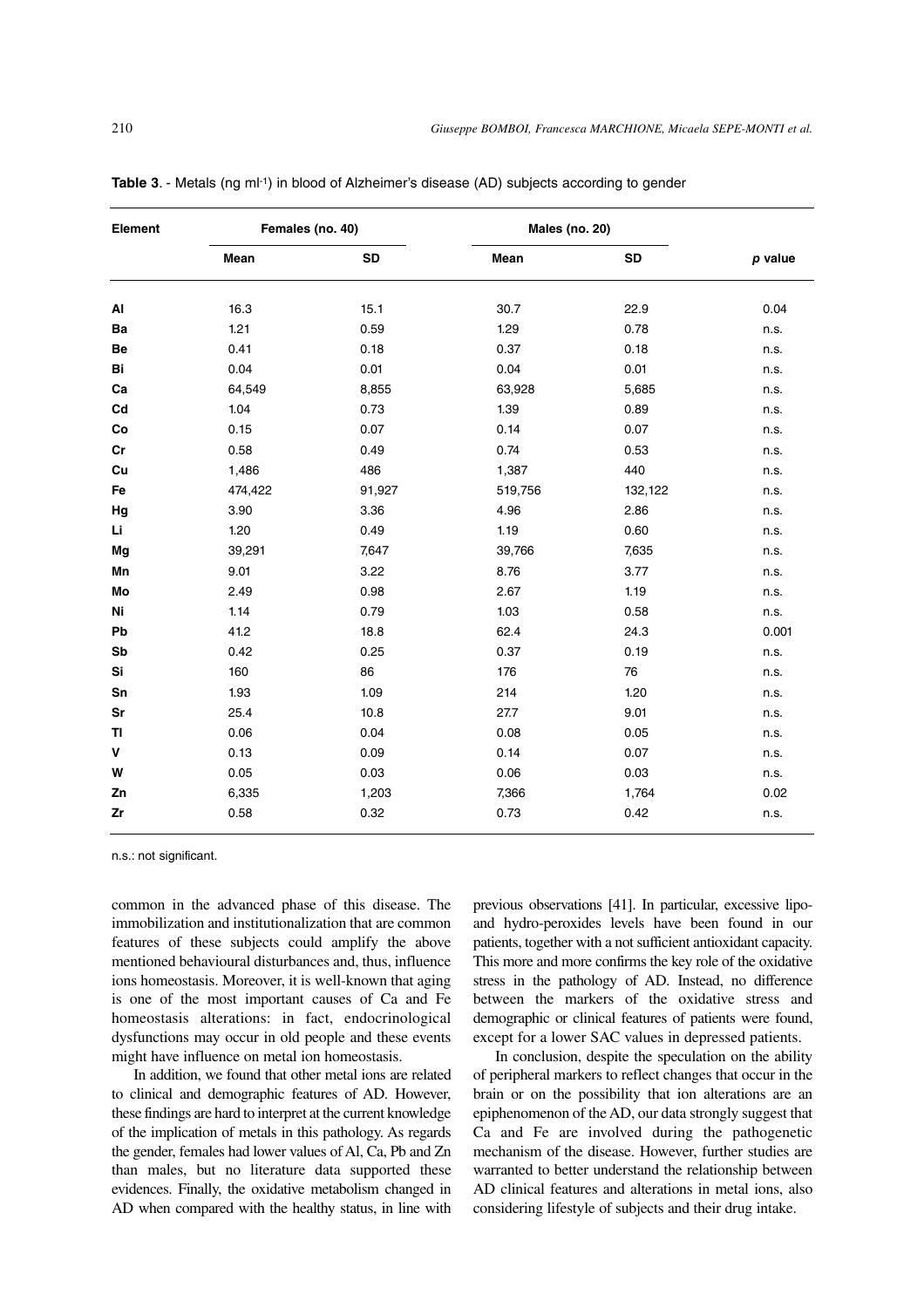**Table 3**. - Metals (ng ml$^{-1}$) in blood of Alzheimer's disease (AD) subjects according to gender

| Element | Females (no. 40) | | Males (no. 20) | | |
|---|---|---|---|---|---|
| | Mean | SD | Mean | SD | *p* value |
| **Al** | 16.3 | 15.1 | 30.7 | 22.9 | 0.04 |
| **Ba** | 1.21 | 0.59 | 1.29 | 0.78 | n.s. |
| **Be** | 0.41 | 0.18 | 0.37 | 0.18 | n.s. |
| **Bi** | 0.04 | 0.01 | 0.04 | 0.01 | n.s. |
| **Ca** | 64,549 | 8,855 | 63,928 | 5,685 | n.s. |
| **Cd** | 1.04 | 0.73 | 1.39 | 0.89 | n.s. |
| **Co** | 0.15 | 0.07 | 0.14 | 0.07 | n.s. |
| **Cr** | 0.58 | 0.49 | 0.74 | 0.53 | n.s. |
| **Cu** | 1,486 | 486 | 1,387 | 440 | n.s. |
| **Fe** | 474,422 | 91,927 | 519,756 | 132,122 | n.s. |
| **Hg** | 3.90 | 3.36 | 4.96 | 2.86 | n.s. |
| **Li** | 1.20 | 0.49 | 1.19 | 0.60 | n.s. |
| **Mg** | 39,291 | 7,647 | 39,766 | 7,635 | n.s. |
| **Mn** | 9.01 | 3.22 | 8.76 | 3.77 | n.s. |
| **Mo** | 2.49 | 0.98 | 2.67 | 1.19 | n.s. |
| **Ni** | 1.14 | 0.79 | 1.03 | 0.58 | n.s. |
| **Pb** | 41.2 | 18.8 | 62.4 | 24.3 | 0.001 |
| **Sb** | 0.42 | 0.25 | 0.37 | 0.19 | n.s. |
| **Si** | 160 | 86 | 176 | 76 | n.s. |
| **Sn** | 1.93 | 1.09 | 214 | 1.20 | n.s. |
| **Sr** | 25.4 | 10.8 | 27.7 | 9.01 | n.s. |
| **Tl** | 0.06 | 0.04 | 0.08 | 0.05 | n.s. |
| **V** | 0.13 | 0.09 | 0.14 | 0.07 | n.s. |
| **W** | 0.05 | 0.03 | 0.06 | 0.03 | n.s. |
| **Zn** | 6,335 | 1,203 | 7,366 | 1,764 | 0.02 |
| **Zr** | 0.58 | 0.32 | 0.73 | 0.42 | n.s. |

n.s.: not significant.

common in the advanced phase of this disease. The immobilization and institutionalization that are common features of these subjects could amplify the above mentioned behavioural disturbances and, thus, influence ions homeostasis. Moreover, it is well-known that aging is one of the most important causes of Ca and Fe homeostasis alterations: in fact, endocrinological dysfunctions may occur in old people and these events might have influence on metal ion homeostasis.

In addition, we found that other metal ions are related to clinical and demographic features of AD. However, these findings are hard to interpret at the current knowledge of the implication of metals in this pathology. As regards the gender, females had lower values of Al, Ca, Pb and Zn than males, but no literature data supported these evidences. Finally, the oxidative metabolism changed in AD when compared with the healthy status, in line with previous observations [41]. In particular, excessive lipo- and hydro-peroxides levels have been found in our patients, together with a not sufficient antioxidant capacity. This more and more confirms the key role of the oxidative stress in the pathology of AD. Instead, no difference between the markers of the oxidative stress and demographic or clinical features of patients were found, except for a lower SAC values in depressed patients.

In conclusion, despite the speculation on the ability of peripheral markers to reflect changes that occur in the brain or on the possibility that ion alterations are an epiphenomenon of the AD, our data strongly suggest that Ca and Fe are involved during the pathogenetic mechanism of the disease. However, further studies are warranted to better understand the relationship between AD clinical features and alterations in metal ions, also considering lifestyle of subjects and their drug intake.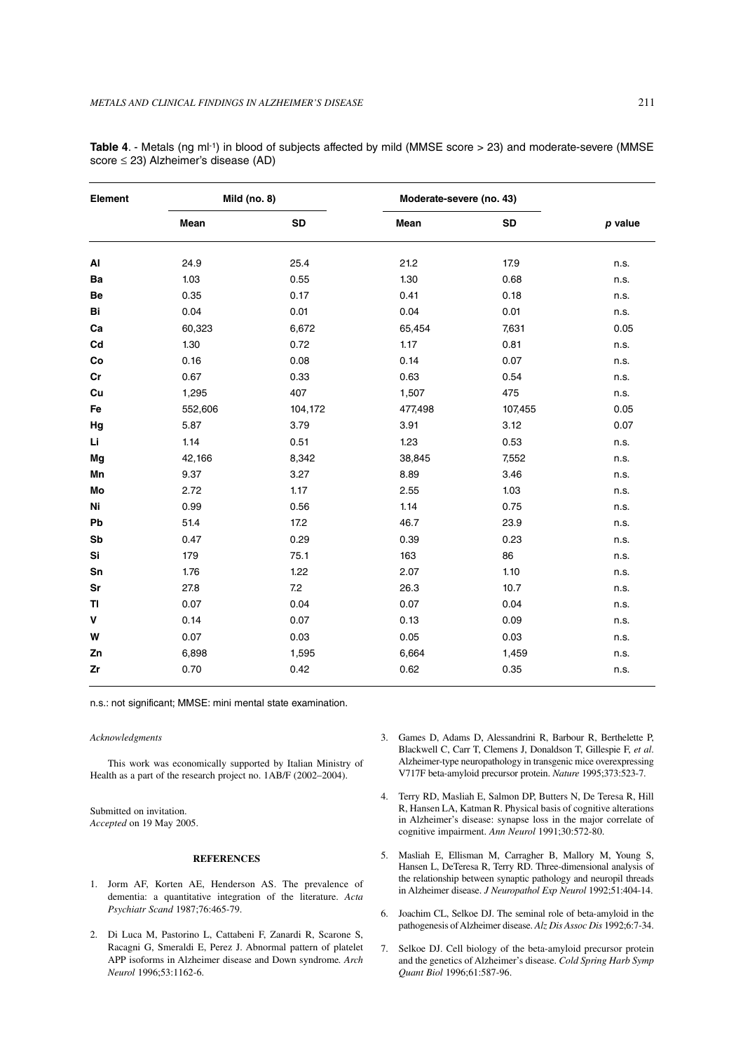**Table 4**. - Metals (ng ml$^{-1}$) in blood of subjects affected by mild (MMSE score > 23) and moderate-severe (MMSE score ≤ 23) Alzheimer's disease (AD)

| Element | Mild (no. 8) | | Moderate-severe (no. 43) | | |
|---|---|---|---|---|---|
| | Mean | SD | Mean | SD | *p* value |
| **Al** | 24.9 | 25.4 | 21.2 | 17.9 | n.s. |
| **Ba** | 1.03 | 0.55 | 1.30 | 0.68 | n.s. |
| **Be** | 0.35 | 0.17 | 0.41 | 0.18 | n.s. |
| **Bi** | 0.04 | 0.01 | 0.04 | 0.01 | n.s. |
| **Ca** | 60,323 | 6,672 | 65,454 | 7,631 | 0.05 |
| **Cd** | 1.30 | 0.72 | 1.17 | 0.81 | n.s. |
| **Co** | 0.16 | 0.08 | 0.14 | 0.07 | n.s. |
| **Cr** | 0.67 | 0.33 | 0.63 | 0.54 | n.s. |
| **Cu** | 1,295 | 407 | 1,507 | 475 | n.s. |
| **Fe** | 552,606 | 104,172 | 477,498 | 107,455 | 0.05 |
| **Hg** | 5.87 | 3.79 | 3.91 | 3.12 | 0.07 |
| **Li** | 1.14 | 0.51 | 1.23 | 0.53 | n.s. |
| **Mg** | 42,166 | 8,342 | 38,845 | 7,552 | n.s. |
| **Mn** | 9.37 | 3.27 | 8.89 | 3.46 | n.s. |
| **Mo** | 2.72 | 1.17 | 2.55 | 1.03 | n.s. |
| **Ni** | 0.99 | 0.56 | 1.14 | 0.75 | n.s. |
| **Pb** | 51.4 | 17.2 | 46.7 | 23.9 | n.s. |
| **Sb** | 0.47 | 0.29 | 0.39 | 0.23 | n.s. |
| **Si** | 179 | 75.1 | 163 | 86 | n.s. |
| **Sn** | 1.76 | 1.22 | 2.07 | 1.10 | n.s. |
| **Sr** | 27.8 | 7.2 | 26.3 | 10.7 | n.s. |
| **Tl** | 0.07 | 0.04 | 0.07 | 0.04 | n.s. |
| **V** | 0.14 | 0.07 | 0.13 | 0.09 | n.s. |
| **W** | 0.07 | 0.03 | 0.05 | 0.03 | n.s. |
| **Zn** | 6,898 | 1,595 | 6,664 | 1,459 | n.s. |
| **Zr** | 0.70 | 0.42 | 0.62 | 0.35 | n.s. |

n.s.: not significant; MMSE: mini mental state examination.

*Acknowledgments*

This work was economically supported by Italian Ministry of Health as a part of the research project no. 1AB/F (2002–2004).

Submitted on invitation.
*Accepted* on 19 May 2005.

## REFERENCES

1. Jorm AF, Korten AE, Henderson AS. The prevalence of dementia: a quantitative integration of the literature. *Acta Psychiatr Scand* 1987;76:465-79.
2. Di Luca M, Pastorino L, Cattabeni F, Zanardi R, Scarone S, Racagni G, Smeraldi E, Perez J. Abnormal pattern of platelet APP isoforms in Alzheimer disease and Down syndrome. *Arch Neurol* 1996;53:1162-6.
3. Games D, Adams D, Alessandrini R, Barbour R, Berthelette P, Blackwell C, Carr T, Clemens J, Donaldson T, Gillespie F, *et al*. Alzheimer-type neuropathology in transgenic mice overexpressing V717F beta-amyloid precursor protein. *Nature* 1995;373:523-7.
4. Terry RD, Masliah E, Salmon DP, Butters N, De Teresa R, Hill R, Hansen LA, Katman R. Physical basis of cognitive alterations in Alzheimer's disease: synapse loss in the major correlate of cognitive impairment. *Ann Neurol* 1991;30:572-80.
5. Masliah E, Ellisman M, Carragher B, Mallory M, Young S, Hansen L, DeTeresa R, Terry RD. Three-dimensional analysis of the relationship between synaptic pathology and neuropil threads in Alzheimer disease. *J Neuropathol Exp Neurol* 1992;51:404-14.
6. Joachim CL, Selkoe DJ. The seminal role of beta-amyloid in the pathogenesis of Alzheimer disease. *Alz Dis Assoc Dis* 1992;6:7-34.
7. Selkoe DJ. Cell biology of the beta-amyloid precursor protein and the genetics of Alzheimer's disease. *Cold Spring Harb Symp Quant Biol* 1996;61:587-96.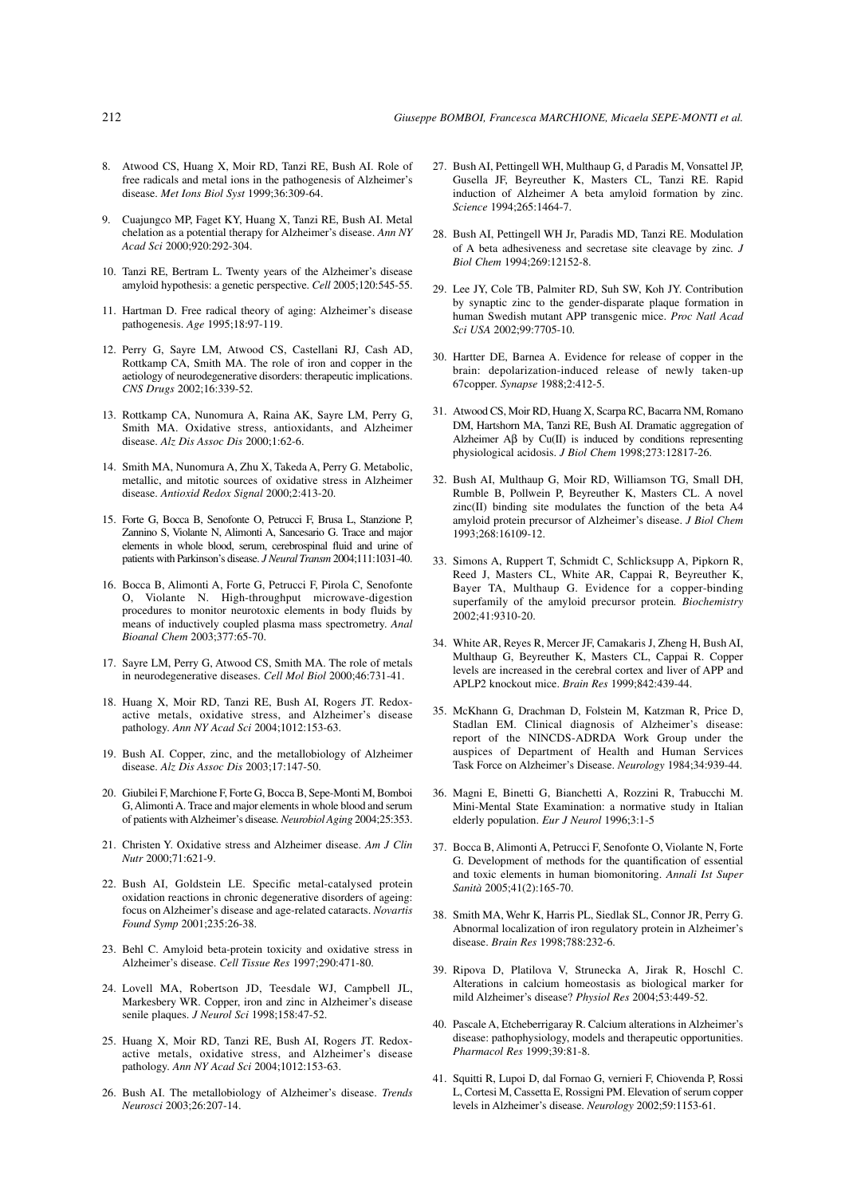8. Atwood CS, Huang X, Moir RD, Tanzi RE, Bush AI. Role of free radicals and metal ions in the pathogenesis of Alzheimer's disease. *Met Ions Biol Syst* 1999;36:309-64.

9. Cuajungco MP, Faget KY, Huang X, Tanzi RE, Bush AI. Metal chelation as a potential therapy for Alzheimer's disease. *Ann NY Acad Sci* 2000;920:292-304.

10. Tanzi RE, Bertram L. Twenty years of the Alzheimer's disease amyloid hypothesis: a genetic perspective. *Cell* 2005;120:545-55.

11. Hartman D. Free radical theory of aging: Alzheimer's disease pathogenesis. *Age* 1995;18:97-119.

12. Perry G, Sayre LM, Atwood CS, Castellani RJ, Cash AD, Rottkamp CA, Smith MA. The role of iron and copper in the aetiology of neurodegenerative disorders: therapeutic implications. *CNS Drugs* 2002;16:339-52.

13. Rottkamp CA, Nunomura A, Raina AK, Sayre LM, Perry G, Smith MA. Oxidative stress, antioxidants, and Alzheimer disease. *Alz Dis Assoc Dis* 2000;1:62-6.

14. Smith MA, Nunomura A, Zhu X, Takeda A, Perry G. Metabolic, metallic, and mitotic sources of oxidative stress in Alzheimer disease. *Antioxid Redox Signal* 2000;2:413-20.

15. Forte G, Bocca B, Senofonte O, Petrucci F, Brusa L, Stanzione P, Zannino S, Violante N, Alimonti A, Sancesario G. Trace and major elements in whole blood, serum, cerebrospinal fluid and urine of patients with Parkinson's disease. *J Neural Transm* 2004;111:1031-40.

16. Bocca B, Alimonti A, Forte G, Petrucci F, Pirola C, Senofonte O, Violante N. High-throughput microwave-digestion procedures to monitor neurotoxic elements in body fluids by means of inductively coupled plasma mass spectrometry. *Anal Bioanal Chem* 2003;377:65-70.

17. Sayre LM, Perry G, Atwood CS, Smith MA. The role of metals in neurodegenerative diseases. *Cell Mol Biol* 2000;46:731-41.

18. Huang X, Moir RD, Tanzi RE, Bush AI, Rogers JT. Redox-active metals, oxidative stress, and Alzheimer's disease pathology. *Ann NY Acad Sci* 2004;1012:153-63.

19. Bush AI. Copper, zinc, and the metallobiology of Alzheimer disease. *Alz Dis Assoc Dis* 2003;17:147-50.

20. Giubilei F, Marchione F, Forte G, Bocca B, Sepe-Monti M, Bomboi G, Alimonti A. Trace and major elements in whole blood and serum of patients with Alzheimer's disease. *Neurobiol Aging* 2004;25:353.

21. Christen Y. Oxidative stress and Alzheimer disease. *Am J Clin Nutr* 2000;71:621-9.

22. Bush AI, Goldstein LE. Specific metal-catalysed protein oxidation reactions in chronic degenerative disorders of ageing: focus on Alzheimer's disease and age-related cataracts. *Novartis Found Symp* 2001;235:26-38.

23. Behl C. Amyloid beta-protein toxicity and oxidative stress in Alzheimer's disease. *Cell Tissue Res* 1997;290:471-80.

24. Lovell MA, Robertson JD, Teesdale WJ, Campbell JL, Markesbery WR. Copper, iron and zinc in Alzheimer's disease senile plaques. *J Neurol Sci* 1998;158:47-52.

25. Huang X, Moir RD, Tanzi RE, Bush AI, Rogers JT. Redox-active metals, oxidative stress, and Alzheimer's disease pathology. *Ann NY Acad Sci* 2004;1012:153-63.

26. Bush AI. The metallobiology of Alzheimer's disease. *Trends Neurosci* 2003;26:207-14.

27. Bush AI, Pettingell WH, Multhaup G, d Paradis M, Vonsattel JP, Gusella JF, Beyreuther K, Masters CL, Tanzi RE. Rapid induction of Alzheimer A beta amyloid formation by zinc. *Science* 1994;265:1464-7.

28. Bush AI, Pettingell WH Jr, Paradis MD, Tanzi RE. Modulation of A beta adhesiveness and secretase site cleavage by zinc. *J Biol Chem* 1994;269:12152-8.

29. Lee JY, Cole TB, Palmiter RD, Suh SW, Koh JY. Contribution by synaptic zinc to the gender-disparate plaque formation in human Swedish mutant APP transgenic mice. *Proc Natl Acad Sci USA* 2002;99:7705-10.

30. Hartter DE, Barnea A. Evidence for release of copper in the brain: depolarization-induced release of newly taken-up 67copper. *Synapse* 1988;2:412-5.

31. Atwood CS, Moir RD, Huang X, Scarpa RC, Bacarra NM, Romano DM, Hartshorn MA, Tanzi RE, Bush AI. Dramatic aggregation of Alzheimer Aβ by Cu(II) is induced by conditions representing physiological acidosis. *J Biol Chem* 1998;273:12817-26.

32. Bush AI, Multhaup G, Moir RD, Williamson TG, Small DH, Rumble B, Pollwein P, Beyreuther K, Masters CL. A novel zinc(II) binding site modulates the function of the beta A4 amyloid protein precursor of Alzheimer's disease. *J Biol Chem* 1993;268:16109-12.

33. Simons A, Ruppert T, Schmidt C, Schlicksupp A, Pipkorn R, Reed J, Masters CL, White AR, Cappai R, Beyreuther K, Bayer TA, Multhaup G. Evidence for a copper-binding superfamily of the amyloid precursor protein. *Biochemistry* 2002;41:9310-20.

34. White AR, Reyes R, Mercer JF, Camakaris J, Zheng H, Bush AI, Multhaup G, Beyreuther K, Masters CL, Cappai R. Copper levels are increased in the cerebral cortex and liver of APP and APLP2 knockout mice. *Brain Res* 1999;842:439-44.

35. McKhann G, Drachman D, Folstein M, Katzman R, Price D, Stadlan EM. Clinical diagnosis of Alzheimer's disease: report of the NINCDS-ADRDA Work Group under the auspices of Department of Health and Human Services Task Force on Alzheimer's Disease. *Neurology* 1984;34:939-44.

36. Magni E, Binetti G, Bianchetti A, Rozzini R, Trabucchi M. Mini-Mental State Examination: a normative study in Italian elderly population. *Eur J Neurol* 1996;3:1-5

37. Bocca B, Alimonti A, Petrucci F, Senofonte O, Violante N, Forte G. Development of methods for the quantification of essential and toxic elements in human biomonitoring. *Annali Ist Super Sanità* 2005;41(2):165-70.

38. Smith MA, Wehr K, Harris PL, Siedlak SL, Connor JR, Perry G. Abnormal localization of iron regulatory protein in Alzheimer's disease. *Brain Res* 1998;788:232-6.

39. Ripova D, Platilova V, Strunecka A, Jirak R, Hoschl C. Alterations in calcium homeostasis as biological marker for mild Alzheimer's disease? *Physiol Res* 2004;53:449-52.

40. Pascale A, Etcheberrigaray R. Calcium alterations in Alzheimer's disease: pathophysiology, models and therapeutic opportunities. *Pharmacol Res* 1999;39:81-8.

41. Squitti R, Lupoi D, dal Fornao G, vernieri F, Chiovenda P, Rossi L, Cortesi M, Cassetta E, Rossigni PM. Elevation of serum copper levels in Alzheimer's disease. *Neurology* 2002;59:1153-61.